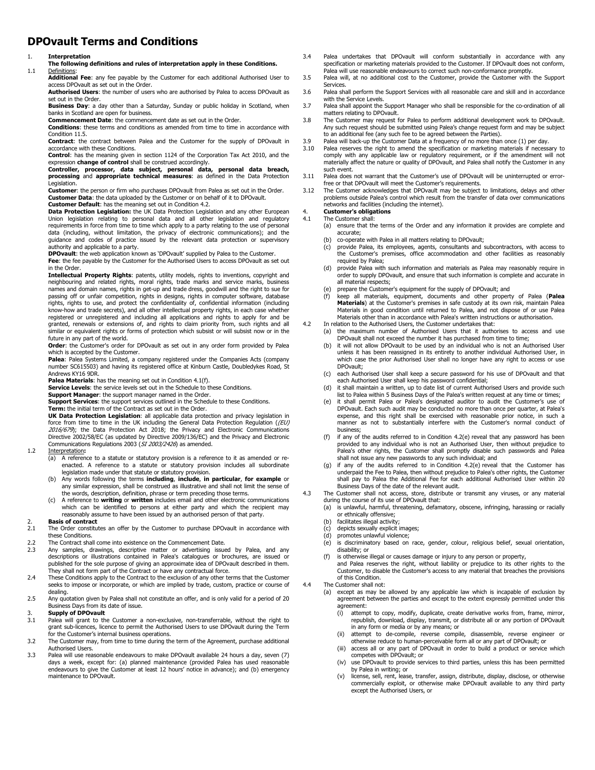# DPOvault Terms and Conditions

1. **Interpretation**

**The following definitions and rules of interpretation apply in these Conditions.**

1.1 Definitions:

**Additional Fee**: any fee payable by the Customer for each additional Authorised User to access DPOvault as set out in the Order.

**Authorised Users**: the number of users who are authorised by Palea to access DPOvault as set out in the Order.

**Business Day**: a day other than a Saturday, Sunday or public holiday in Scotland, when banks in Scotland are open for business.

**Commencement Date**: the commencement date as set out in the Order.

**Conditions**: these terms and conditions as amended from time to time in accordance with Condition 11.5.

**Contract**: the contract between Palea and the Customer for the supply of DPOvault in accordance with these Conditions.

**Control**: has the meaning given in section 1124 of the Corporation Tax Act 2010, and the expression **change of control** shall be construed accordingly.

**Controller, processor, data subject, personal data, personal data breach, processing** and **appropriate technical measures**: as defined in the Data Protection Legislation.

**Customer**: the person or firm who purchases DPOvault from Palea as set out in the Order.

**Customer Data**: the data uploaded by the Customer or on behalf of it to DPOvault.

**Customer Default**: has the meaning set out in Condition 4.2.

**Data Protection Legislation:** the UK Data Protection Legislation and any other European Union legislation relating to personal data and all other legislation and regulatory requirements in force from time to time which apply to a party relating to the use of personal data (including, without limitation, the privacy of electronic communications); and the guidance and codes of practice issued by the relevant data protection or supervisory authority and applicable to a party.

**DPOvault**: the web application known as 'DPOvault' supplied by Palea to the Customer.

**Fee**: the fee payable by the Customer for the Authorised Users to access DPOvault as set out in the Order.

**Intellectual Property Rights**: patents, utility models, rights to inventions, copyright and neighbouring and related rights, moral rights, trade marks and service marks, business names and domain names, rights in get-up and trade dress, goodwill and the right to sue for passing off or unfair competition, rights in designs, rights in computer software, database rights, rights to use, and protect the confidentiality of, confidential information (including know-how and trade secrets), and all other intellectual property rights, in each case whether registered or unregistered and including all applications and rights to apply for and be granted, renewals or extensions of, and rights to claim priority from, such rights and all similar or equivalent rights or forms of protection which subsist or will subsist now or in the future in any part of the world.

**Order**: the Customer's order for DPOvault as set out in any order form provided by Palea which is accepted by the Customer.

**Palea**: Palea Systems Limited, a company registered under the Companies Acts (company number SC615503) and having its registered office at Kinburn Castle, Doubledykes Road, St Andrews KY16 9DR.

**Palea Materials**: has the meaning set out in Condition 4.1(f).

**Service Levels**: the service levels set out in the Schedule to these Conditions.

**Support Manager**: the support manager named in the Order.

**Support Services**: the support services outlined in the Schedule to these Conditions.

**Term:** the initial term of the Contract as set out in the Order.

**UK Data Protection Legislation**: all applicable data protection and privacy legislation in force from time to time in the UK including the General Data Protection Regulation (*(EU) 2016/679*); the Data Protection Act 2018; the Privacy and Electronic Communications Directive 2002/58/EC (as updated by Directive 2009/136/EC) and the Privacy and Electronic Communications Regulations 2003 (*SI 2003/2426*) as amended.

1.2 Interpretation**:**

(a) A reference to a statute or statutory provision is a reference to it as amended or re-enacted. A reference to a statute or statutory provision includes all subordinate legislation made under that statute or statutory provision.

(b) Any words following the terms **including**, **include**, **in particular**, **for example** or any similar expression, shall be construed as illustrative and shall not limit the sense of the words, description, definition, phrase or term preceding those terms.

(c) A reference to **writing** or **written** includes email and other electronic communications which can be identified to persons at either party and which the recipient may reasonably assume to have been issued by an authorised person of that party.

2. **Basis of contract**

2.1 The Order constitutes an offer by the Customer to purchase DPOvault in accordance with these Conditions.

2.2 The Contract shall come into existence on the Commencement Date.

2.3 Any samples, drawings, descriptive matter or advertising issued by Palea, and any descriptions or illustrations contained in Palea's catalogues or brochures, are issued or published for the sole purpose of giving an approximate idea of DPOvault described in them. They shall not form part of the Contract or have any contractual force.

2.4 These Conditions apply to the Contract to the exclusion of any other terms that the Customer seeks to impose or incorporate, or which are implied by trade, custom, practice or course of dealing.

2.5 Any quotation given by Palea shall not constitute an offer, and is only valid for a period of 20 Business Days from its date of issue.

3. **Supply of DPOvault**

3.1 Palea will grant to the Customer a non-exclusive, non-transferrable, without the right to grant sub-licences, licence to permit the Authorised Users to use DPOvault during the Term for the Customer's internal business operations.

3.2 The Customer may, from time to time during the term of the Agreement, purchase additional Authorised Users.

3.3 Palea will use reasonable endeavours to make DPOvault available 24 hours a day, seven (7) days a week, except for: (a) planned maintenance (provided Palea has used reasonable endeavours to give the Customer at least 12 hours' notice in advance); and (b) emergency maintenance to DPOvault.

3.4 Palea undertakes that DPOvault will conform substantially in accordance with any specification or marketing materials provided to the Customer. If DPOvault does not conform, Palea will use reasonable endeavours to correct such non-conformance promptly.

3.5 Palea will, at no additional cost to the Customer, provide the Customer with the Support Services.

3.6 Palea shall perform the Support Services with all reasonable care and skill and in accordance with the Service Levels.

3.7 Palea shall appoint the Support Manager who shall be responsible for the co-ordination of all matters relating to DPOvault.

3.8 The Customer may request for Palea to perform additional development work to DPOvault. Any such request should be submitted using Palea's change request form and may be subject to an additional fee (any such fee to be agreed between the Parties).

3.9 Palea will back-up the Customer Data at a frequency of no more than once (1) per day.

3.10 Palea reserves the right to amend the specification or marketing materials if necessary to comply with any applicable law or regulatory requirement, or if the amendment will not materially affect the nature or quality of DPOvault, and Palea shall notify the Customer in any such event.

3.11 Palea does not warrant that the Customer's use of DPOvault will be uninterrupted or error-free or that DPOvault will meet the Customer's requirements.

3.12 The Customer acknowledges that DPOvault may be subject to limitations, delays and other problems outside Palea's control which result from the transfer of data over communications networks and facilities (including the internet).

4. **Customer's obligations**

4.1 The Customer shall:

(a) ensure that the terms of the Order and any information it provides are complete and accurate;

(b) co-operate with Palea in all matters relating to DPOvault;

(c) provide Palea, its employees, agents, consultants and subcontractors, with access to the Customer's premises, office accommodation and other facilities as reasonably required by Palea;

(d) provide Palea with such information and materials as Palea may reasonably require in order to supply DPOvault, and ensure that such information is complete and accurate in all material respects;

(e) prepare the Customer's equipment for the supply of DPOvault; and

(f) keep all materials, equipment, documents and other property of Palea (**Palea Materials**) at the Customer's premises in safe custody at its own risk, maintain Palea Materials in good condition until returned to Palea, and not dispose of or use Palea Materials other than in accordance with Palea's written instructions or authorisation.

4.2 In relation to the Authorised Users, the Customer undertakes that:

(a) the maximum number of Authorised Users that it authorises to access and use DPOvault shall not exceed the number it has purchased from time to time;

(b) it will not allow DPOvault to be used by an individual who is not an Authorised User unless it has been reassigned in its entirety to another individual Authorised User, in which case the prior Authorised User shall no longer have any right to access or use DPOvault;

(c) each Authorised User shall keep a secure password for his use of DPOvault and that each Authorised User shall keep his password confidential;

(d) it shall maintain a written, up to date list of current Authorised Users and provide such list to Palea within 5 Business Days of the Palea's written request at any time or times;

(e) it shall permit Palea or Palea's designated auditor to audit the Customer's use of DPOvault. Each such audit may be conducted no more than once per quarter, at Palea's expense, and this right shall be exercised with reasonable prior notice, in such a manner as not to substantially interfere with the Customer's normal conduct of business;

(f) if any of the audits referred to in Condition 4.2(e) reveal that any password has been provided to any individual who is not an Authorised User, then without prejudice to Palea's other rights, the Customer shall promptly disable such passwords and Palea shall not issue any new passwords to any such individual; and

(g) if any of the audits referred to in Condition 4.2(e) reveal that the Customer has underpaid the Fee to Palea, then without prejudice to Palea's other rights, the Customer shall pay to Palea the Additional Fee for each additional Authorised User within 20 Business Days of the date of the relevant audit.

4.3 The Customer shall not access, store, distribute or transmit any viruses, or any material during the course of its use of DPOvault that:

(a) is unlawful, harmful, threatening, defamatory, obscene, infringing, harassing or racially or ethnically offensive;

(b) facilitates illegal activity;

(c) depicts sexually explicit images;

(d) promotes unlawful violence;

(e) is discriminatory based on race, gender, colour, religious belief, sexual orientation, disability; or

(f) is otherwise illegal or causes damage or injury to any person or property,

and Palea reserves the right, without liability or prejudice to its other rights to the Customer, to disable the Customer's access to any material that breaches the provisions of this Condition.

4.4 The Customer shall not:

(a) except as may be allowed by any applicable law which is incapable of exclusion by agreement between the parties and except to the extent expressly permitted under this agreement:

(i) attempt to copy, modify, duplicate, create derivative works from, frame, mirror, republish, download, display, transmit, or distribute all or any portion of DPOvault in any form or media or by any means; or

(ii) attempt to de-compile, reverse compile, disassemble, reverse engineer or otherwise reduce to human-perceivable form all or any part of DPOvault; or

(iii) access all or any part of DPOvault in order to build a product or service which competes with DPOvault; or

(iv) use DPOvault to provide services to third parties, unless this has been permitted by Palea in writing; or

(v) license, sell, rent, lease, transfer, assign, distribute, display, disclose, or otherwise commercially exploit, or otherwise make DPOvault available to any third party except the Authorised Users, or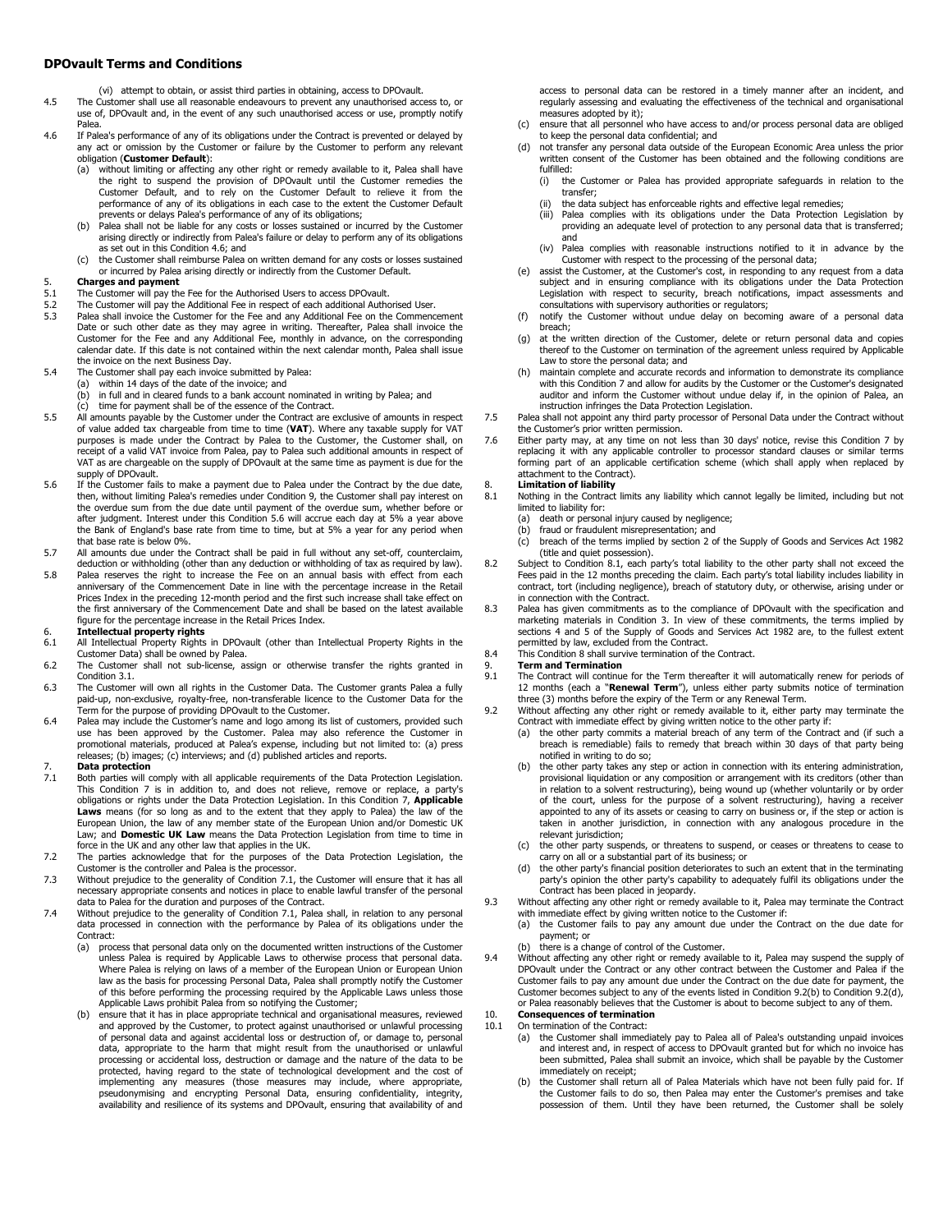## DPOvault Terms and Conditions

(vi) attempt to obtain, or assist third parties in obtaining, access to DPOvault.

4.5 The Customer shall use all reasonable endeavours to prevent any unauthorised access to, or use of, DPOvault and, in the event of any such unauthorised access or use, promptly notify Palea.

4.6 If Palea's performance of any of its obligations under the Contract is prevented or delayed by any act or omission by the Customer or failure by the Customer to perform any relevant obligation (**Customer Default**):

(a) without limiting or affecting any other right or remedy available to it, Palea shall have the right to suspend the provision of DPOvault until the Customer remedies the Customer Default, and to rely on the Customer Default to relieve it from the performance of any of its obligations in each case to the extent the Customer Default prevents or delays Palea's performance of any of its obligations;

(b) Palea shall not be liable for any costs or losses sustained or incurred by the Customer arising directly or indirectly from Palea's failure or delay to perform any of its obligations as set out in this Condition 4.6; and

(c) the Customer shall reimburse Palea on written demand for any costs or losses sustained or incurred by Palea arising directly or indirectly from the Customer Default.

**5. Charges and payment**

5.1 The Customer will pay the Fee for the Authorised Users to access DPOvault.

5.2 The Customer will pay the Additional Fee in respect of each additional Authorised User.

5.3 Palea shall invoice the Customer for the Fee and any Additional Fee on the Commencement Date or such other date as they may agree in writing. Thereafter, Palea shall invoice the Customer for the Fee and any Additional Fee, monthly in advance, on the corresponding calendar date. If this date is not contained within the next calendar month, Palea shall issue the invoice on the next Business Day.

5.4 The Customer shall pay each invoice submitted by Palea:

(a) within 14 days of the date of the invoice; and

(b) in full and in cleared funds to a bank account nominated in writing by Palea; and

(c) time for payment shall be of the essence of the Contract.

5.5 All amounts payable by the Customer under the Contract are exclusive of amounts in respect of value added tax chargeable from time to time (**VAT**). Where any taxable supply for VAT purposes is made under the Contract by Palea to the Customer, the Customer shall, on receipt of a valid VAT invoice from Palea, pay to Palea such additional amounts in respect of VAT as are chargeable on the supply of DPOvault at the same time as payment is due for the supply of DPOvault.

5.6 If the Customer fails to make a payment due to Palea under the Contract by the due date, then, without limiting Palea's remedies under Condition 9, the Customer shall pay interest on the overdue sum from the due date until payment of the overdue sum, whether before or after judgment. Interest under this Condition 5.6 will accrue each day at 5% a year above the Bank of England's base rate from time to time, but at 5% a year for any period when that base rate is below 0%.

5.7 All amounts due under the Contract shall be paid in full without any set-off, counterclaim, deduction or withholding (other than any deduction or withholding of tax as required by law).

5.8 Palea reserves the right to increase the Fee on an annual basis with effect from each anniversary of the Commencement Date in line with the percentage increase in the Retail Prices Index in the preceding 12-month period and the first such increase shall take effect on the first anniversary of the Commencement Date and shall be based on the latest available figure for the percentage increase in the Retail Prices Index.

**6. Intellectual property rights**

6.1 All Intellectual Property Rights in DPOvault (other than Intellectual Property Rights in the Customer Data) shall be owned by Palea.

6.2 The Customer shall not sub-license, assign or otherwise transfer the rights granted in Condition 3.1.

6.3 The Customer will own all rights in the Customer Data. The Customer grants Palea a fully paid-up, non-exclusive, royalty-free, non-transferable licence to the Customer Data for the Term for the purpose of providing DPOvault to the Customer.

6.4 Palea may include the Customer's name and logo among its list of customers, provided such use has been approved by the Customer. Palea may also reference the Customer in promotional materials, produced at Palea's expense, including but not limited to: (a) press releases; (b) images; (c) interviews; and (d) published articles and reports.

**7. Data protection**

7.1 Both parties will comply with all applicable requirements of the Data Protection Legislation. This Condition 7 is in addition to, and does not relieve, remove or replace, a party's obligations or rights under the Data Protection Legislation. In this Condition 7, **Applicable Laws** means (for so long as and to the extent that they apply to Palea) the law of the European Union, the law of any member state of the European Union and/or Domestic UK Law; and **Domestic UK Law** means the Data Protection Legislation from time to time in force in the UK and any other law that applies in the UK.

7.2 The parties acknowledge that for the purposes of the Data Protection Legislation, the Customer is the controller and Palea is the processor.

7.3 Without prejudice to the generality of Condition 7.1, the Customer will ensure that it has all necessary appropriate consents and notices in place to enable lawful transfer of the personal data to Palea for the duration and purposes of the Contract.

7.4 Without prejudice to the generality of Condition 7.1, Palea shall, in relation to any personal data processed in connection with the performance by Palea of its obligations under the Contract:

(a) process that personal data only on the documented written instructions of the Customer unless Palea is required by Applicable Laws to otherwise process that personal data. Where Palea is relying on laws of a member of the European Union or European Union law as the basis for processing Personal Data, Palea shall promptly notify the Customer of this before performing the processing required by the Applicable Laws unless those Applicable Laws prohibit Palea from so notifying the Customer;

(b) ensure that it has in place appropriate technical and organisational measures, reviewed and approved by the Customer, to protect against unauthorised or unlawful processing of personal data and against accidental loss or destruction of, or damage to, personal data, appropriate to the harm that might result from the unauthorised or unlawful processing or accidental loss, destruction or damage and the nature of the data to be protected, having regard to the state of technological development and the cost of implementing any measures (those measures may include, where appropriate, pseudonymising and encrypting Personal Data, ensuring confidentiality, integrity, availability and resilience of its systems and DPOvault, ensuring that availability of and access to personal data can be restored in a timely manner after an incident, and regularly assessing and evaluating the effectiveness of the technical and organisational measures adopted by it);

(c) ensure that all personnel who have access to and/or process personal data are obliged to keep the personal data confidential; and

(d) not transfer any personal data outside of the European Economic Area unless the prior written consent of the Customer has been obtained and the following conditions are fulfilled:

(i) the Customer or Palea has provided appropriate safeguards in relation to the transfer;

(ii) the data subject has enforceable rights and effective legal remedies;

(iii) Palea complies with its obligations under the Data Protection Legislation by providing an adequate level of protection to any personal data that is transferred; and

(iv) Palea complies with reasonable instructions notified to it in advance by the Customer with respect to the processing of the personal data;

(e) assist the Customer, at the Customer's cost, in responding to any request from a data subject and in ensuring compliance with its obligations under the Data Protection Legislation with respect to security, breach notifications, impact assessments and consultations with supervisory authorities or regulators;

(f) notify the Customer without undue delay on becoming aware of a personal data breach;

(g) at the written direction of the Customer, delete or return personal data and copies thereof to the Customer on termination of the agreement unless required by Applicable Law to store the personal data; and

(h) maintain complete and accurate records and information to demonstrate its compliance with this Condition 7 and allow for audits by the Customer or the Customer's designated auditor and inform the Customer without undue delay if, in the opinion of Palea, an instruction infringes the Data Protection Legislation.

7.5 Palea shall not appoint any third party processor of Personal Data under the Contract without the Customer's prior written permission.

7.6 Either party may, at any time on not less than 30 days' notice, revise this Condition 7 by replacing it with any applicable controller to processor standard clauses or similar terms forming part of an applicable certification scheme (which shall apply when replaced by attachment to the Contract).

**8. Limitation of liability**

8.1 Nothing in the Contract limits any liability which cannot legally be limited, including but not limited to liability for:

(a) death or personal injury caused by negligence;

(b) fraud or fraudulent misrepresentation; and

(c) breach of the terms implied by section 2 of the Supply of Goods and Services Act 1982 (title and quiet possession).

8.2 Subject to Condition 8.1, each party's total liability to the other party shall not exceed the Fees paid in the 12 months preceding the claim. Each party's total liability includes liability in contract, tort (including negligence), breach of statutory duty, or otherwise, arising under or in connection with the Contract.

8.3 Palea has given commitments as to the compliance of DPOvault with the specification and marketing materials in Condition 3. In view of these commitments, the terms implied by sections 4 and 5 of the Supply of Goods and Services Act 1982 are, to the fullest extent permitted by law, excluded from the Contract.

8.4 This Condition 8 shall survive termination of the Contract.

**9. Term and Termination**

9.1 The Contract will continue for the Term thereafter it will automatically renew for periods of 12 months (each a "**Renewal Term**"), unless either party submits notice of termination three (3) months before the expiry of the Term or any Renewal Term.

9.2 Without affecting any other right or remedy available to it, either party may terminate the Contract with immediate effect by giving written notice to the other party if:

(a) the other party commits a material breach of any term of the Contract and (if such a breach is remediable) fails to remedy that breach within 30 days of that party being notified in writing to do so;

(b) the other party takes any step or action in connection with its entering administration, provisional liquidation or any composition or arrangement with its creditors (other than in relation to a solvent restructuring), being wound up (whether voluntarily or by order of the court, unless for the purpose of a solvent restructuring), having a receiver appointed to any of its assets or ceasing to carry on business or, if the step or action is taken in another jurisdiction, in connection with any analogous procedure in the relevant jurisdiction;

(c) the other party suspends, or threatens to suspend, or ceases or threatens to cease to carry on all or a substantial part of its business; or

(d) the other party's financial position deteriorates to such an extent that in the terminating party's opinion the other party's capability to adequately fulfil its obligations under the Contract has been placed in jeopardy.

9.3 Without affecting any other right or remedy available to it, Palea may terminate the Contract with immediate effect by giving written notice to the Customer if:

(a) the Customer fails to pay any amount due under the Contract on the due date for payment; or

(b) there is a change of control of the Customer.

9.4 Without affecting any other right or remedy available to it, Palea may suspend the supply of DPOvault under the Contract or any other contract between the Customer and Palea if the Customer fails to pay any amount due under the Contract on the due date for payment, the Customer becomes subject to any of the events listed in Condition 9.2(b) to Condition 9.2(d), or Palea reasonably believes that the Customer is about to become subject to any of them.

**10. Consequences of termination**

10.1 On termination of the Contract:

(a) the Customer shall immediately pay to Palea all of Palea's outstanding unpaid invoices and interest and, in respect of access to DPOvault granted but for which no invoice has been submitted, Palea shall submit an invoice, which shall be payable by the Customer immediately on receipt;

(b) the Customer shall return all of Palea Materials which have not been fully paid for. If the Customer fails to do so, then Palea may enter the Customer's premises and take possession of them. Until they have been returned, the Customer shall be solely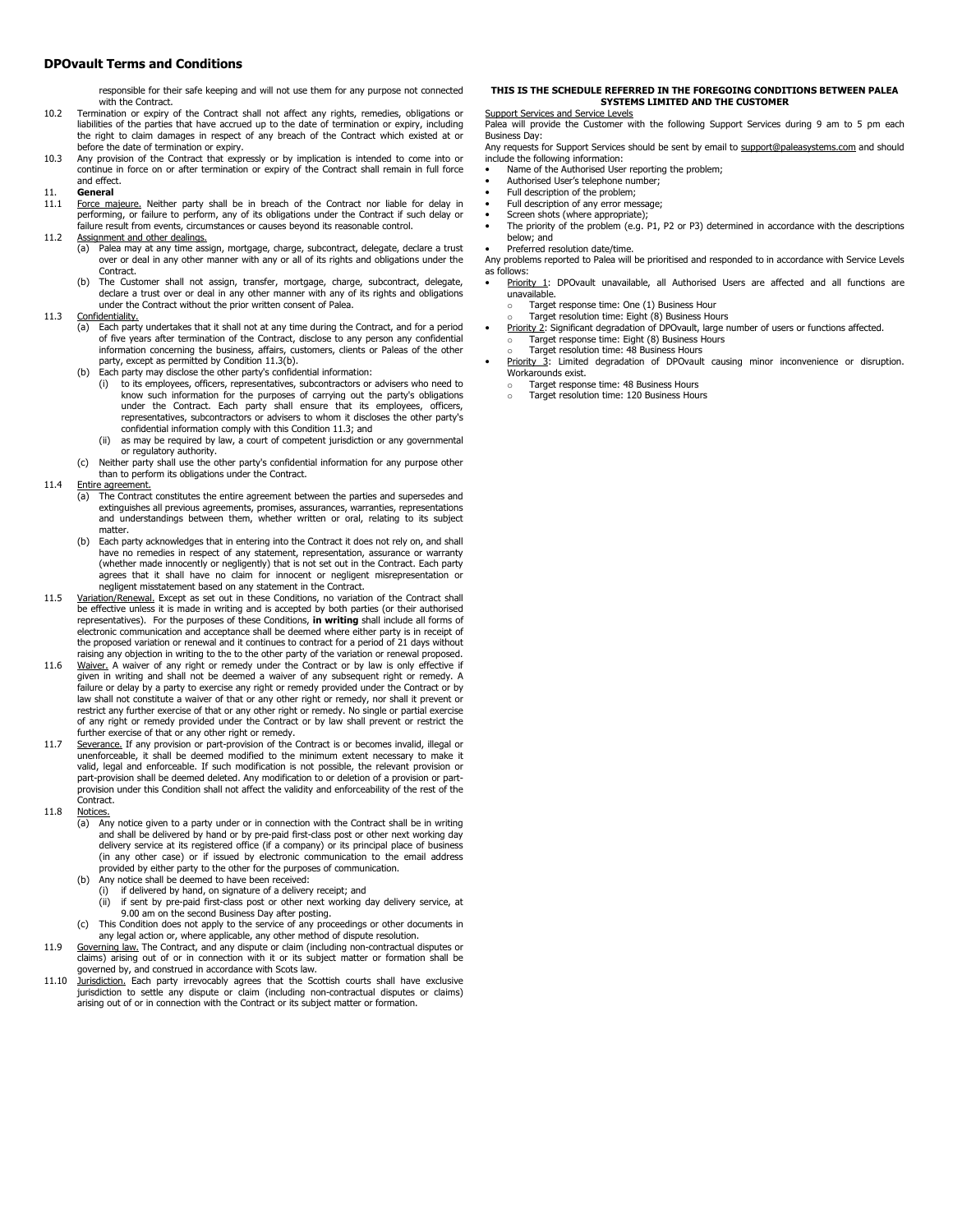responsible for their safe keeping and will not use them for any purpose not connected with the Contract.

10.2 Termination or expiry of the Contract shall not affect any rights, remedies, obligations or liabilities of the parties that have accrued up to the date of termination or expiry, including the right to claim damages in respect of any breach of the Contract which existed at or before the date of termination or expiry.

10.3 Any provision of the Contract that expressly or by implication is intended to come into or continue in force on or after termination or expiry of the Contract shall remain in full force and effect.

11. **General**

11.1 Force majeure. Neither party shall be in breach of the Contract nor liable for delay in performing, or failure to perform, any of its obligations under the Contract if such delay or failure result from events, circumstances or causes beyond its reasonable control.

11.2 Assignment and other dealings.

(a) Palea may at any time assign, mortgage, charge, subcontract, delegate, declare a trust over or deal in any other manner with any or all of its rights and obligations under the Contract.

(b) The Customer shall not assign, transfer, mortgage, charge, subcontract, delegate, declare a trust over or deal in any other manner with any of its rights and obligations under the Contract without the prior written consent of Palea.

11.3 Confidentiality.

(a) Each party undertakes that it shall not at any time during the Contract, and for a period of five years after termination of the Contract, disclose to any person any confidential information concerning the business, affairs, customers, clients or Paleas of the other party, except as permitted by Condition 11.3(b).

(b) Each party may disclose the other party's confidential information:

(i) to its employees, officers, representatives, subcontractors or advisers who need to know such information for the purposes of carrying out the party's obligations under the Contract. Each party shall ensure that its employees, officers, representatives, subcontractors or advisers to whom it discloses the other party's confidential information comply with this Condition 11.3; and

(ii) as may be required by law, a court of competent jurisdiction or any governmental or regulatory authority.

(c) Neither party shall use the other party's confidential information for any purpose other than to perform its obligations under the Contract.

11.4 Entire agreement.

(a) The Contract constitutes the entire agreement between the parties and supersedes and extinguishes all previous agreements, promises, assurances, warranties, representations and understandings between them, whether written or oral, relating to its subject matter.

(b) Each party acknowledges that in entering into the Contract it does not rely on, and shall have no remedies in respect of any statement, representation, assurance or warranty (whether made innocently or negligently) that is not set out in the Contract. Each party agrees that it shall have no claim for innocent or negligent misrepresentation or negligent misstatement based on any statement in the Contract.

11.5 Variation/Renewal. Except as set out in these Conditions, no variation of the Contract shall be effective unless it is made in writing and is accepted by both parties (or their authorised representatives). For the purposes of these Conditions, **in writing** shall include all forms of electronic communication and acceptance shall be deemed where either party is in receipt of the proposed variation or renewal and it continues to contract for a period of 21 days without raising any objection in writing to the to the other party of the variation or renewal proposed.

11.6 Waiver. A waiver of any right or remedy under the Contract or by law is only effective if given in writing and shall not be deemed a waiver of any subsequent right or remedy. A failure or delay by a party to exercise any right or remedy provided under the Contract or by law shall not constitute a waiver of that or any other right or remedy, nor shall it prevent or restrict any further exercise of that or any other right or remedy. No single or partial exercise of any right or remedy provided under the Contract or by law shall prevent or restrict the further exercise of that or any other right or remedy.

11.7 Severance. If any provision or part-provision of the Contract is or becomes invalid, illegal or unenforceable, it shall be deemed modified to the minimum extent necessary to make it valid, legal and enforceable. If such modification is not possible, the relevant provision or part-provision shall be deemed deleted. Any modification to or deletion of a provision or part-provision under this Condition shall not affect the validity and enforceability of the rest of the Contract.

11.8 Notices.

(a) Any notice given to a party under or in connection with the Contract shall be in writing and shall be delivered by hand or by pre-paid first-class post or other next working day delivery service at its registered office (if a company) or its principal place of business (in any other case) or if issued by electronic communication to the email address provided by either party to the other for the purposes of communication.

(b) Any notice shall be deemed to have been received:

(i) if delivered by hand, on signature of a delivery receipt; and

(ii) if sent by pre-paid first-class post or other next working day delivery service, at 9.00 am on the second Business Day after posting.

(c) This Condition does not apply to the service of any proceedings or other documents in any legal action or, where applicable, any other method of dispute resolution.

11.9 Governing law. The Contract, and any dispute or claim (including non-contractual disputes or claims) arising out of or in connection with it or its subject matter or formation shall be governed by, and construed in accordance with Scots law.

11.10 Jurisdiction. Each party irrevocably agrees that the Scottish courts shall have exclusive jurisdiction to settle any dispute or claim (including non-contractual disputes or claims) arising out of or in connection with the Contract or its subject matter or formation.

**THIS IS THE SCHEDULE REFERRED IN THE FOREGOING CONDITIONS BETWEEN PALEA SYSTEMS LIMITED AND THE CUSTOMER**

Support Services and Service Levels

Palea will provide the Customer with the following Support Services during 9 am to 5 pm each Business Day:

Any requests for Support Services should be sent by email to support@paleasystems.com and should include the following information:

- Name of the Authorised User reporting the problem;
- Authorised User's telephone number;
- Full description of the problem;
- Full description of any error message;
- Screen shots (where appropriate);
- The priority of the problem (e.g. P1, P2 or P3) determined in accordance with the descriptions below; and
- Preferred resolution date/time.

Any problems reported to Palea will be prioritised and responded to in accordance with Service Levels as follows:

- Priority 1: DPOvault unavailable, all Authorised Users are affected and all functions are unavailable.
  - Target response time: One (1) Business Hour
  - Target resolution time: Eight (8) Business Hours
- Priority 2: Significant degradation of DPOvault, large number of users or functions affected.
  - Target response time: Eight (8) Business Hours
  - Target resolution time: 48 Business Hours
- Priority 3: Limited degradation of DPOvault causing minor inconvenience or disruption. Workarounds exist.
  - Target response time: 48 Business Hours
  - Target resolution time: 120 Business Hours